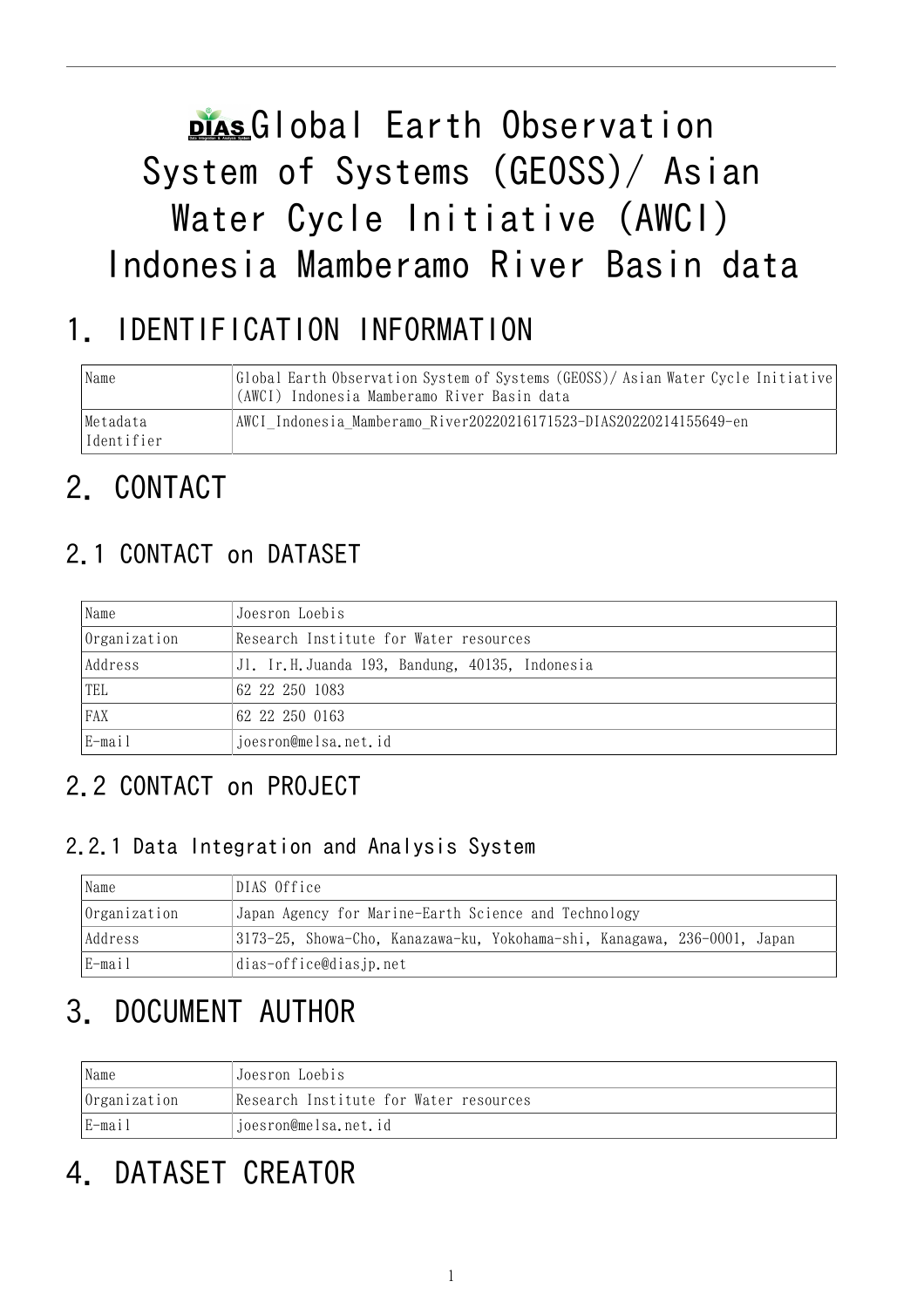# Global Earth Observation System of Systems (GEOSS)/ Asian Water Cycle Initiative (AWCI) Indonesia Mamberamo River Basin data

## 1. IDENTIFICATION INFORMATION

| | |
|---|---|
| Name | Global Earth Observation System of Systems (GEOSS)/ Asian Water Cycle Initiative (AWCI) Indonesia Mamberamo River Basin data |
| Metadata Identifier | AWCI_Indonesia_Mamberamo_River20220216171523-DIAS20220214155649-en |

## 2. CONTACT

### 2.1 CONTACT on DATASET

| | |
|---|---|
| Name | Joesron Loebis |
| Organization | Research Institute for Water resources |
| Address | Jl. Ir.H.Juanda 193, Bandung, 40135, Indonesia |
| TEL | 62 22 250 1083 |
| FAX | 62 22 250 0163 |
| E-mail | joesron@melsa.net.id |

### 2.2 CONTACT on PROJECT

#### 2.2.1 Data Integration and Analysis System

| | |
|---|---|
| Name | DIAS Office |
| Organization | Japan Agency for Marine-Earth Science and Technology |
| Address | 3173-25, Showa-Cho, Kanazawa-ku, Yokohama-shi, Kanagawa, 236-0001, Japan |
| E-mail | dias-office@diasjp.net |

## 3. DOCUMENT AUTHOR

| | |
|---|---|
| Name | Joesron Loebis |
| Organization | Research Institute for Water resources |
| E-mail | joesron@melsa.net.id |

## 4. DATASET CREATOR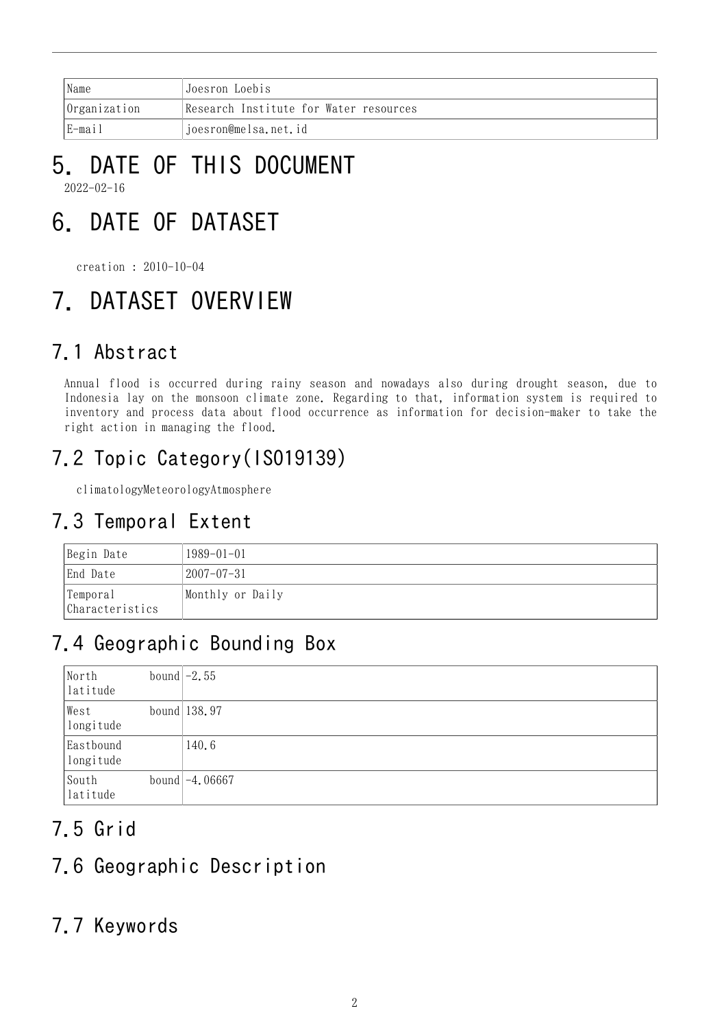| Name | Joesron Loebis |
|---|---|
| Organization | Research Institute for Water resources |
| E-mail | joesron@melsa.net.id |

# 5. DATE OF THIS DOCUMENT

2022-02-16

# 6. DATE OF DATASET

creation : 2010-10-04

# 7. DATASET OVERVIEW

## 7.1 Abstract

Annual flood is occurred during rainy season and nowadays also during drought season, due to Indonesia lay on the monsoon climate zone. Regarding to that, information system is required to inventory and process data about flood occurrence as information for decision-maker to take the right action in managing the flood.

## 7.2 Topic Category(ISO19139)

climatologyMeteorologyAtmosphere

## 7.3 Temporal Extent

| Begin Date | 1989-01-01 |
|---|---|
| End Date | 2007-07-31 |
| Temporal Characteristics | Monthly or Daily |

## 7.4 Geographic Bounding Box

| North bound latitude | -2.55 |
|---|---|
| West bound longitude | 138.97 |
| Eastbound longitude | 140.6 |
| South bound latitude | -4.06667 |

## 7.5 Grid

## 7.6 Geographic Description

## 7.7 Keywords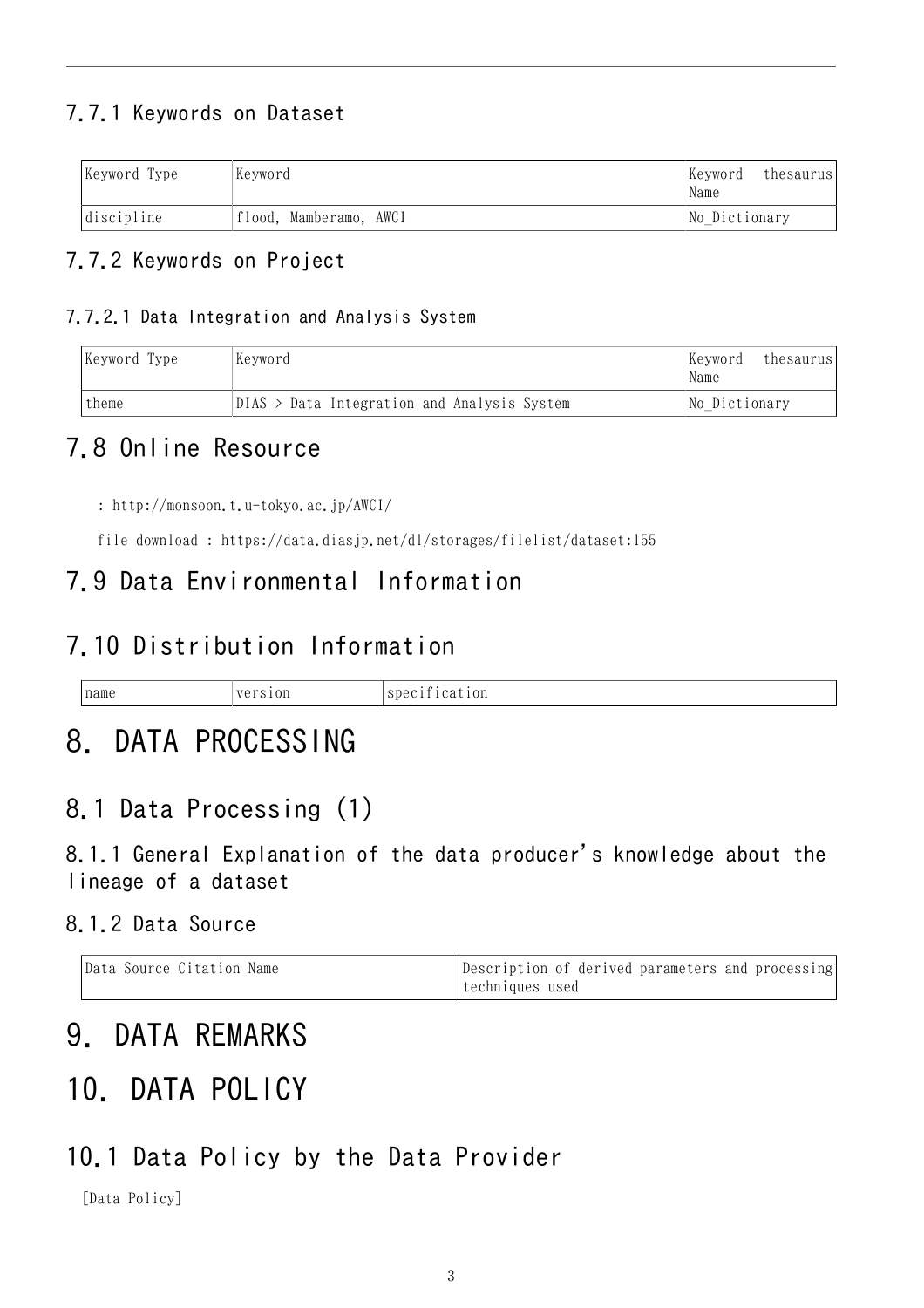### 7.7.1 Keywords on Dataset

| Keyword Type | Keyword | Keyword thesaurus Name |
|---|---|---|
| discipline | flood, Mamberamo, AWCI | No_Dictionary |

### 7.7.2 Keywords on Project

#### 7.7.2.1 Data Integration and Analysis System

| Keyword Type | Keyword | Keyword thesaurus Name |
|---|---|---|
| theme | DIAS > Data Integration and Analysis System | No_Dictionary |

## 7.8 Online Resource

: http://monsoon.t.u-tokyo.ac.jp/AWCI/

file download : https://data.diasjp.net/dl/storages/filelist/dataset:155

## 7.9 Data Environmental Information

## 7.10 Distribution Information

| name | version | specification |
|---|---|---|

# 8. DATA PROCESSING

## 8.1 Data Processing (1)

### 8.1.1 General Explanation of the data producer's knowledge about the lineage of a dataset

### 8.1.2 Data Source

| Data Source Citation Name | Description of derived parameters and processing techniques used |
|---|---|

# 9. DATA REMARKS

# 10. DATA POLICY

## 10.1 Data Policy by the Data Provider

[Data Policy]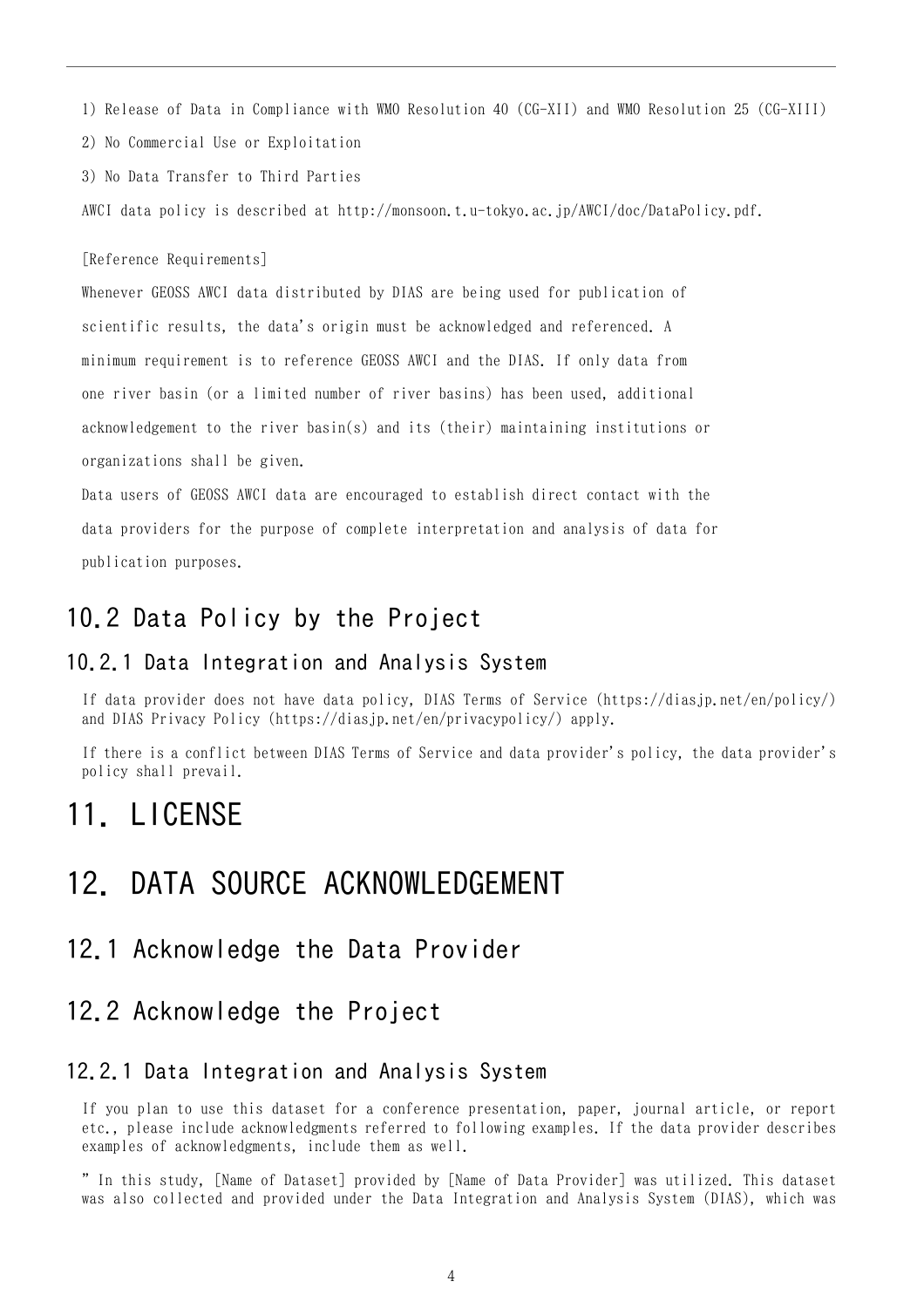1) Release of Data in Compliance with WMO Resolution 40 (CG-XII) and WMO Resolution 25 (CG-XIII)

2) No Commercial Use or Exploitation

3) No Data Transfer to Third Parties

AWCI data policy is described at http://monsoon.t.u-tokyo.ac.jp/AWCI/doc/DataPolicy.pdf.

[Reference Requirements]

Whenever GEOSS AWCI data distributed by DIAS are being used for publication of scientific results, the data's origin must be acknowledged and referenced. A minimum requirement is to reference GEOSS AWCI and the DIAS. If only data from one river basin (or a limited number of river basins) has been used, additional acknowledgement to the river basin(s) and its (their) maintaining institutions or organizations shall be given.

Data users of GEOSS AWCI data are encouraged to establish direct contact with the data providers for the purpose of complete interpretation and analysis of data for publication purposes.

## 10.2 Data Policy by the Project

### 10.2.1 Data Integration and Analysis System

If data provider does not have data policy, DIAS Terms of Service (https://diasjp.net/en/policy/) and DIAS Privacy Policy (https://diasjp.net/en/privacypolicy/) apply.

If there is a conflict between DIAS Terms of Service and data provider's policy, the data provider's policy shall prevail.

# 11. LICENSE

# 12. DATA SOURCE ACKNOWLEDGEMENT

## 12.1 Acknowledge the Data Provider

## 12.2 Acknowledge the Project

### 12.2.1 Data Integration and Analysis System

If you plan to use this dataset for a conference presentation, paper, journal article, or report etc., please include acknowledgments referred to following examples. If the data provider describes examples of acknowledgments, include them as well.

" In this study, [Name of Dataset] provided by [Name of Data Provider] was utilized. This dataset was also collected and provided under the Data Integration and Analysis System (DIAS), which was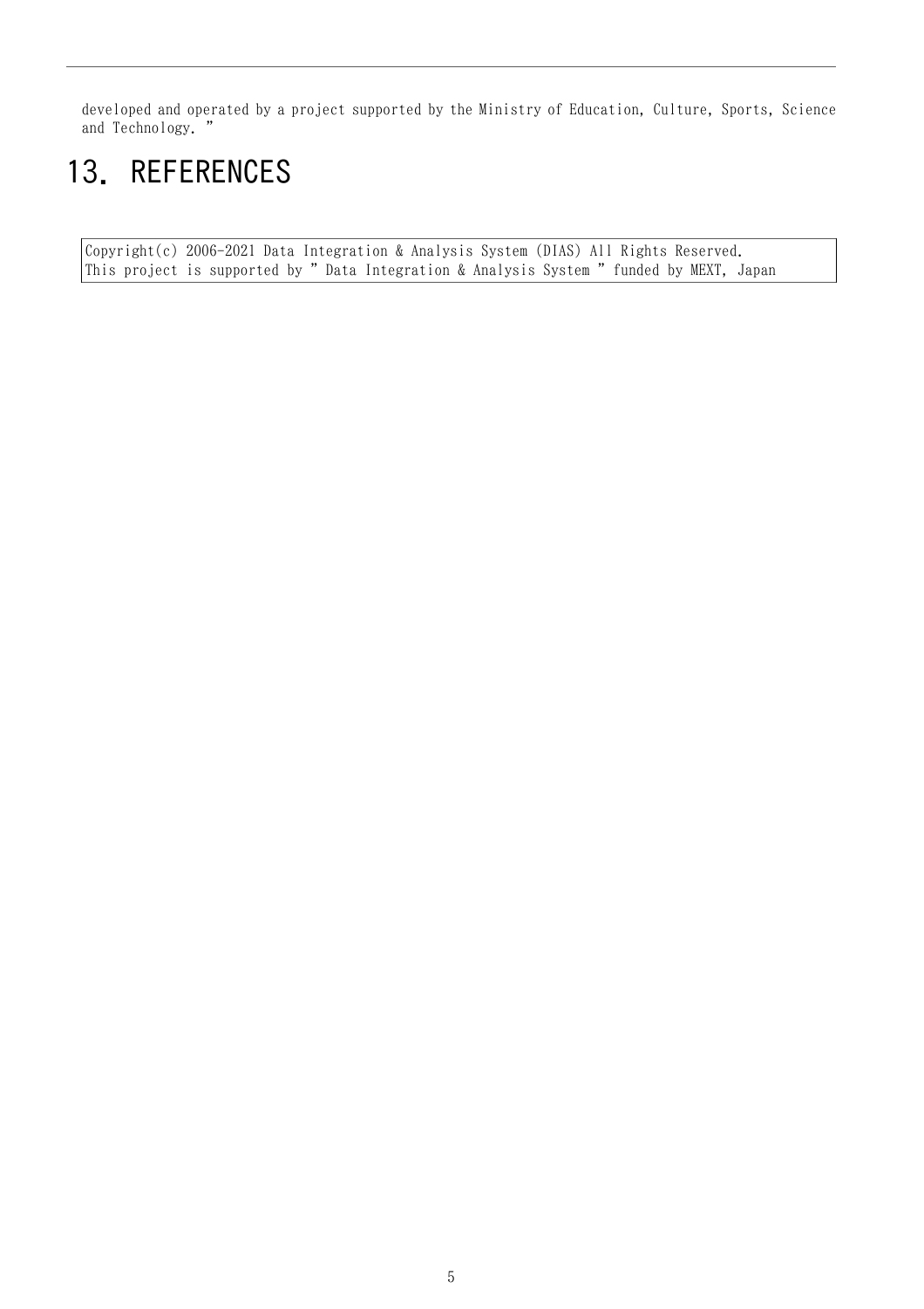developed and operated by a project supported by the Ministry of Education, Culture, Sports, Science and Technology. ”

# 13. REFERENCES

| |
|---|
| Copyright(c) 2006-2021 Data Integration & Analysis System (DIAS) All Rights Reserved.<br>This project is supported by ” Data Integration & Analysis System ” funded by MEXT, Japan |